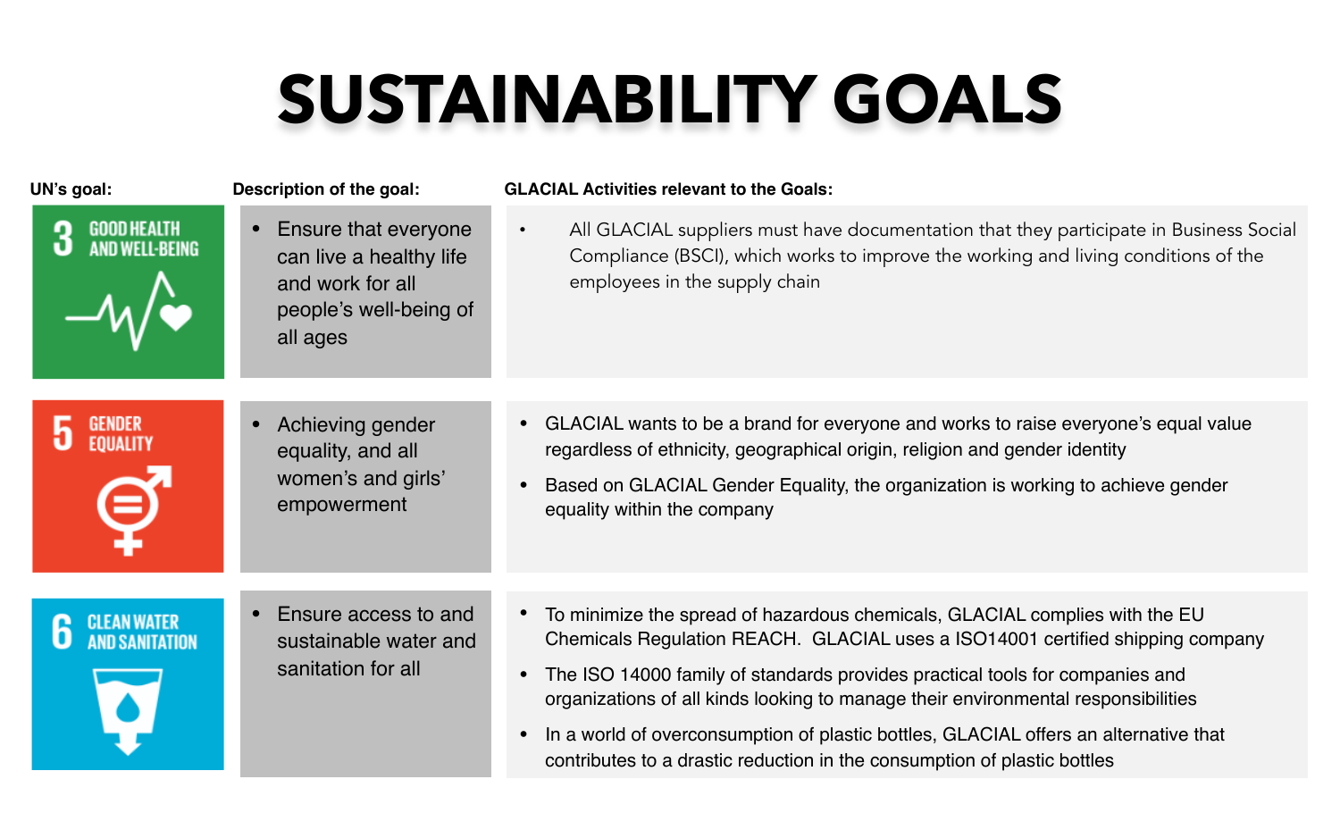# SUSTAINABILITY GOALS

| UN's goal: | Description of the goal: | GLACIAL Activities relevant to the Goals: |
| --- | --- | --- |
| 3 GOOD HEALTH AND WELL-BEING | • Ensure that everyone can live a healthy life and work for all people's well-being of all ages | • All GLACIAL suppliers must have documentation that they participate in Business Social Compliance (BSCI), which works to improve the working and living conditions of the employees in the supply chain |
| 5 GENDER EQUALITY | • Achieving gender equality, and all women's and girls' empowerment | • GLACIAL wants to be a brand for everyone and works to raise everyone's equal value regardless of ethnicity, geographical origin, religion and gender identity<br>• Based on GLACIAL Gender Equality, the organization is working to achieve gender equality within the company |
| 6 CLEAN WATER AND SANITATION | • Ensure access to and sustainable water and sanitation for all | • To minimize the spread of hazardous chemicals, GLACIAL complies with the EU Chemicals Regulation REACH. GLACIAL uses a ISO14001 certified shipping company<br>• The ISO 14000 family of standards provides practical tools for companies and organizations of all kinds looking to manage their environmental responsibilities<br>• In a world of overconsumption of plastic bottles, GLACIAL offers an alternative that contributes to a drastic reduction in the consumption of plastic bottles |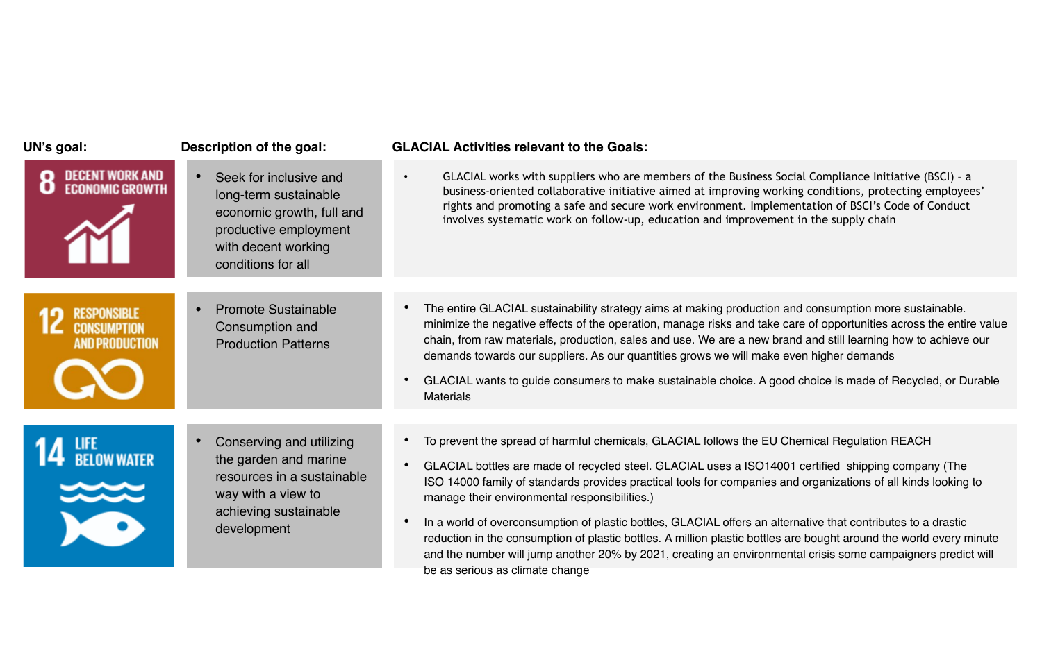| UN's goal: | Description of the goal: | GLACIAL Activities relevant to the Goals: |
|---|---|---|
| 8 DECENT WORK AND ECONOMIC GROWTH | • Seek for inclusive and long-term sustainable economic growth, full and productive employment with decent working conditions for all | • GLACIAL works with suppliers who are members of the Business Social Compliance Initiative (BSCI) – a business-oriented collaborative initiative aimed at improving working conditions, protecting employees' rights and promoting a safe and secure work environment. Implementation of BSCI's Code of Conduct involves systematic work on follow-up, education and improvement in the supply chain |
| 12 RESPONSIBLE CONSUMPTION AND PRODUCTION | • Promote Sustainable Consumption and Production Patterns | • The entire GLACIAL sustainability strategy aims at making production and consumption more sustainable. minimize the negative effects of the operation, manage risks and take care of opportunities across the entire value chain, from raw materials, production, sales and use. We are a new brand and still learning how to achieve our demands towards our suppliers. As our quantities grows we will make even higher demands<br>• GLACIAL wants to guide consumers to make sustainable choice. A good choice is made of Recycled, or Durable Materials |
| 14 LIFE BELOW WATER | • Conserving and utilizing the garden and marine resources in a sustainable way with a view to achieving sustainable development | • To prevent the spread of harmful chemicals, GLACIAL follows the EU Chemical Regulation REACH<br>• GLACIAL bottles are made of recycled steel. GLACIAL uses a ISO14001 certified shipping company (The ISO 14000 family of standards provides practical tools for companies and organizations of all kinds looking to manage their environmental responsibilities.)<br>• In a world of overconsumption of plastic bottles, GLACIAL offers an alternative that contributes to a drastic reduction in the consumption of plastic bottles. A million plastic bottles are bought around the world every minute and the number will jump another 20% by 2021, creating an environmental crisis some campaigners predict will be as serious as climate change |